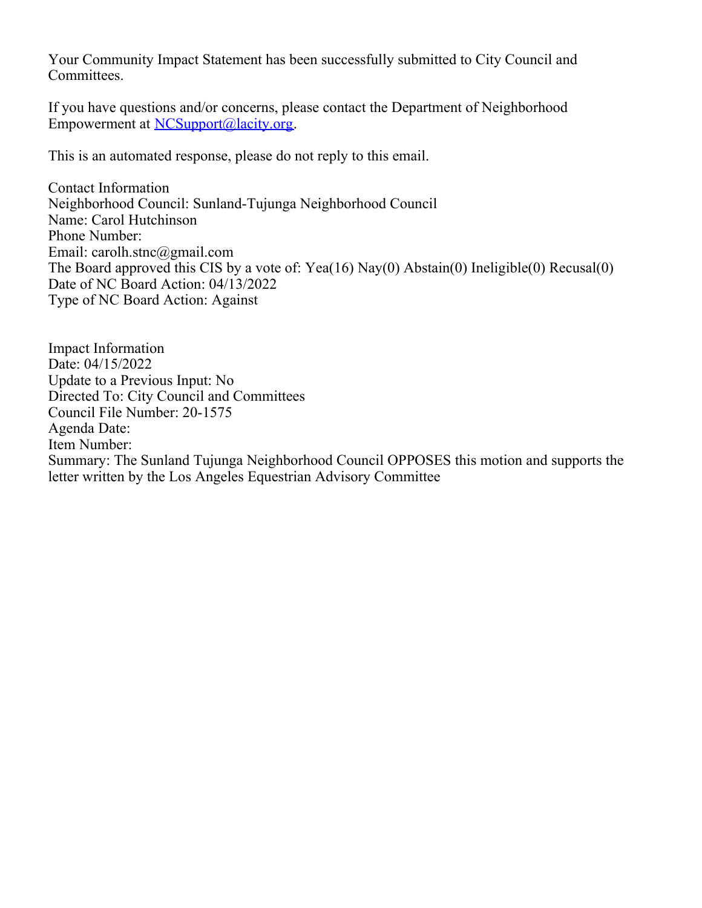Your Community Impact Statement has been successfully submitted to City Council and Committees.

If you have questions and/or concerns, please contact the Department of Neighborhood Empowerment at [NCSupport@lacity.org](mailto:NCSupport@lacity.org).

This is an automated response, please do not reply to this email.

Contact Information
Neighborhood Council: Sunland-Tujunga Neighborhood Council
Name: Carol Hutchinson
Phone Number:
Email: carolh.stnc@gmail.com
The Board approved this CIS by a vote of: Yea(16) Nay(0) Abstain(0) Ineligible(0) Recusal(0)
Date of NC Board Action: 04/13/2022
Type of NC Board Action: Against

Impact Information
Date: 04/15/2022
Update to a Previous Input: No
Directed To: City Council and Committees
Council File Number: 20-1575
Agenda Date:
Item Number:
Summary: The Sunland Tujunga Neighborhood Council OPPOSES this motion and supports the letter written by the Los Angeles Equestrian Advisory Committee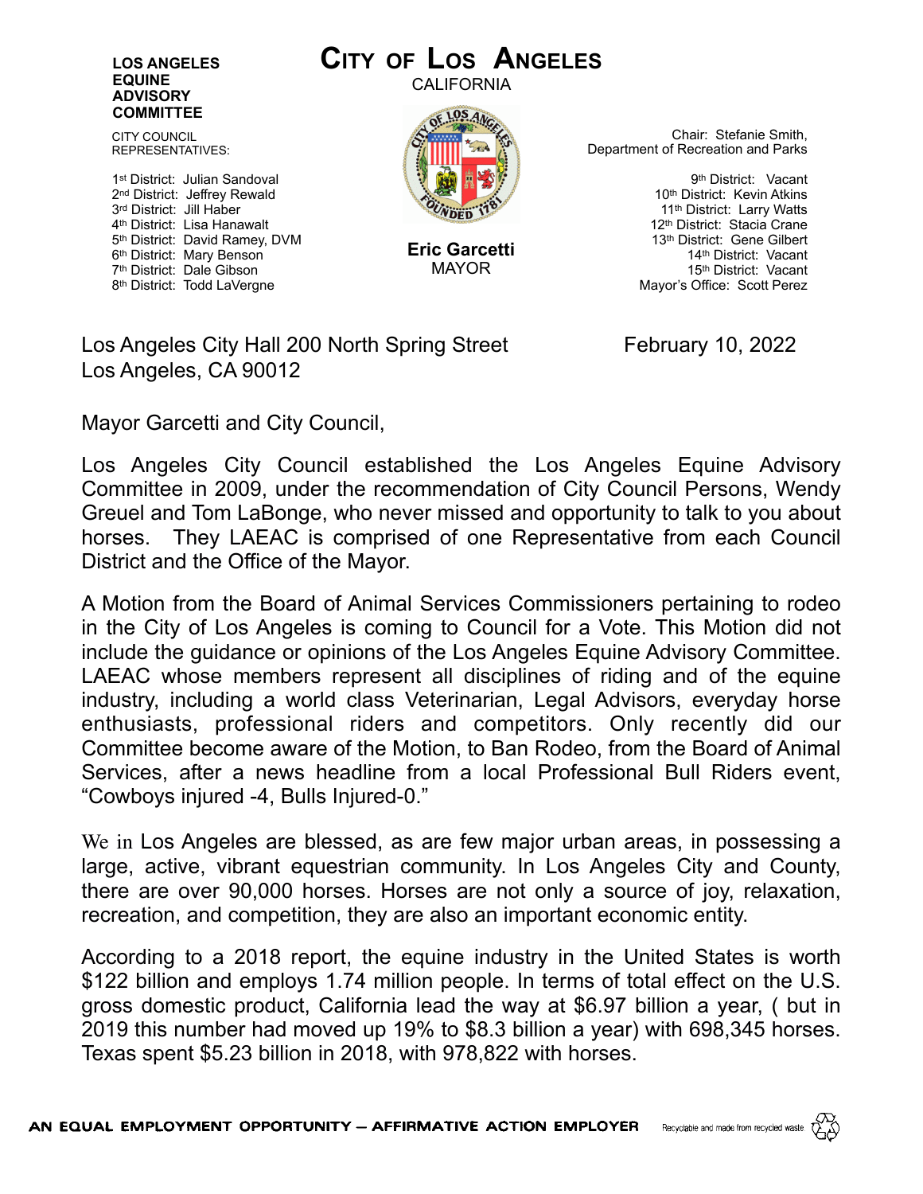**LOS ANGELES EQUINE ADVISORY COMMITTEE**

CITY COUNCIL REPRESENTATIVES:

1st District: Julian Sandoval
2nd District: Jeffrey Rewald
3rd District: Jill Haber
4th District: Lisa Hanawalt
5th District: David Ramey, DVM
6th District: Mary Benson
7th District: Dale Gibson
8th District: Todd LaVergne

# CITY OF LOS ANGELES

CALIFORNIA

**Eric Garcetti**
MAYOR

Chair: Stefanie Smith,
Department of Recreation and Parks

9th District: Vacant
10th District: Kevin Atkins
11th District: Larry Watts
12th District: Stacia Crane
13th District: Gene Gilbert
14th District: Vacant
15th District: Vacant
Mayor's Office: Scott Perez

Los Angeles City Hall 200 North Spring Street
Los Angeles, CA 90012

February 10, 2022

Mayor Garcetti and City Council,

Los Angeles City Council established the Los Angeles Equine Advisory Committee in 2009, under the recommendation of City Council Persons, Wendy Greuel and Tom LaBonge, who never missed and opportunity to talk to you about horses. They LAEAC is comprised of one Representative from each Council District and the Office of the Mayor.

A Motion from the Board of Animal Services Commissioners pertaining to rodeo in the City of Los Angeles is coming to Council for a Vote. This Motion did not include the guidance or opinions of the Los Angeles Equine Advisory Committee. LAEAC whose members represent all disciplines of riding and of the equine industry, including a world class Veterinarian, Legal Advisors, everyday horse enthusiasts, professional riders and competitors. Only recently did our Committee become aware of the Motion, to Ban Rodeo, from the Board of Animal Services, after a news headline from a local Professional Bull Riders event, "Cowboys injured -4, Bulls Injured-0."

We in Los Angeles are blessed, as are few major urban areas, in possessing a large, active, vibrant equestrian community. In Los Angeles City and County, there are over 90,000 horses. Horses are not only a source of joy, relaxation, recreation, and competition, they are also an important economic entity.

According to a 2018 report, the equine industry in the United States is worth \$122 billion and employs 1.74 million people. In terms of total effect on the U.S. gross domestic product, California lead the way at \$6.97 billion a year, ( but in 2019 this number had moved up 19% to \$8.3 billion a year) with 698,345 horses. Texas spent \$5.23 billion in 2018, with 978,822 with horses.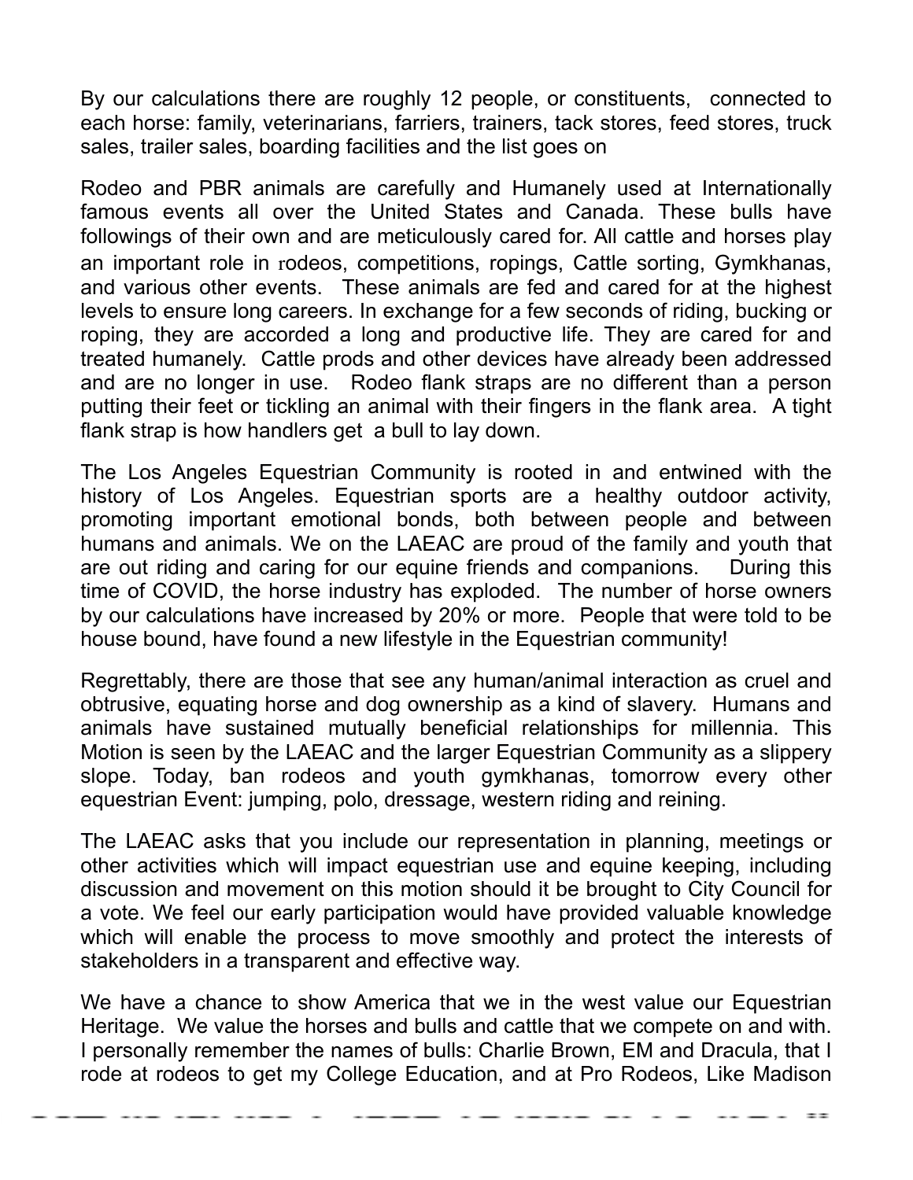By our calculations there are roughly 12 people, or constituents, connected to each horse: family, veterinarians, farriers, trainers, tack stores, feed stores, truck sales, trailer sales, boarding facilities and the list goes on

Rodeo and PBR animals are carefully and Humanely used at Internationally famous events all over the United States and Canada. These bulls have followings of their own and are meticulously cared for. All cattle and horses play an important role in rodeos, competitions, ropings, Cattle sorting, Gymkhanas, and various other events. These animals are fed and cared for at the highest levels to ensure long careers. In exchange for a few seconds of riding, bucking or roping, they are accorded a long and productive life. They are cared for and treated humanely. Cattle prods and other devices have already been addressed and are no longer in use. Rodeo flank straps are no different than a person putting their feet or tickling an animal with their fingers in the flank area. A tight flank strap is how handlers get a bull to lay down.

The Los Angeles Equestrian Community is rooted in and entwined with the history of Los Angeles. Equestrian sports are a healthy outdoor activity, promoting important emotional bonds, both between people and between humans and animals. We on the LAEAC are proud of the family and youth that are out riding and caring for our equine friends and companions. During this time of COVID, the horse industry has exploded. The number of horse owners by our calculations have increased by 20% or more. People that were told to be house bound, have found a new lifestyle in the Equestrian community!

Regrettably, there are those that see any human/animal interaction as cruel and obtrusive, equating horse and dog ownership as a kind of slavery. Humans and animals have sustained mutually beneficial relationships for millennia. This Motion is seen by the LAEAC and the larger Equestrian Community as a slippery slope. Today, ban rodeos and youth gymkhanas, tomorrow every other equestrian Event: jumping, polo, dressage, western riding and reining.

The LAEAC asks that you include our representation in planning, meetings or other activities which will impact equestrian use and equine keeping, including discussion and movement on this motion should it be brought to City Council for a vote. We feel our early participation would have provided valuable knowledge which will enable the process to move smoothly and protect the interests of stakeholders in a transparent and effective way.

We have a chance to show America that we in the west value our Equestrian Heritage. We value the horses and bulls and cattle that we compete on and with. I personally remember the names of bulls: Charlie Brown, EM and Dracula, that I rode at rodeos to get my College Education, and at Pro Rodeos, Like Madison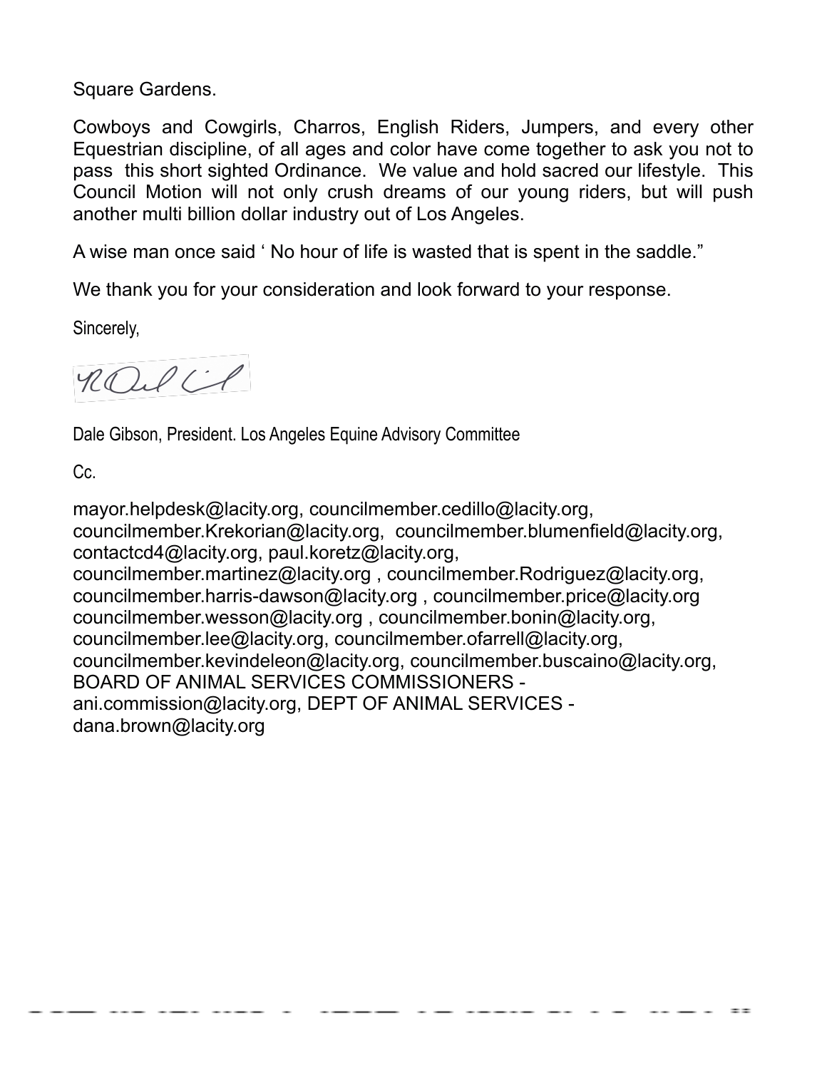Square Gardens.

Cowboys and Cowgirls, Charros, English Riders, Jumpers, and every other Equestrian discipline, of all ages and color have come together to ask you not to pass this short sighted Ordinance. We value and hold sacred our lifestyle. This Council Motion will not only crush dreams of our young riders, but will push another multi billion dollar industry out of Los Angeles.

A wise man once said ' No hour of life is wasted that is spent in the saddle."

We thank you for your consideration and look forward to your response.

Sincerely,

Dale Gibson, President. Los Angeles Equine Advisory Committee

Cc.

mayor.helpdesk@lacity.org, councilmember.cedillo@lacity.org, councilmember.Krekorian@lacity.org, councilmember.blumenfield@lacity.org, contactcd4@lacity.org, paul.koretz@lacity.org, councilmember.martinez@lacity.org , councilmember.Rodriguez@lacity.org, councilmember.harris-dawson@lacity.org , councilmember.price@lacity.org councilmember.wesson@lacity.org , councilmember.bonin@lacity.org, councilmember.lee@lacity.org, councilmember.ofarrell@lacity.org, councilmember.kevindeleon@lacity.org, councilmember.buscaino@lacity.org, BOARD OF ANIMAL SERVICES COMMISSIONERS - ani.commission@lacity.org, DEPT OF ANIMAL SERVICES - dana.brown@lacity.org